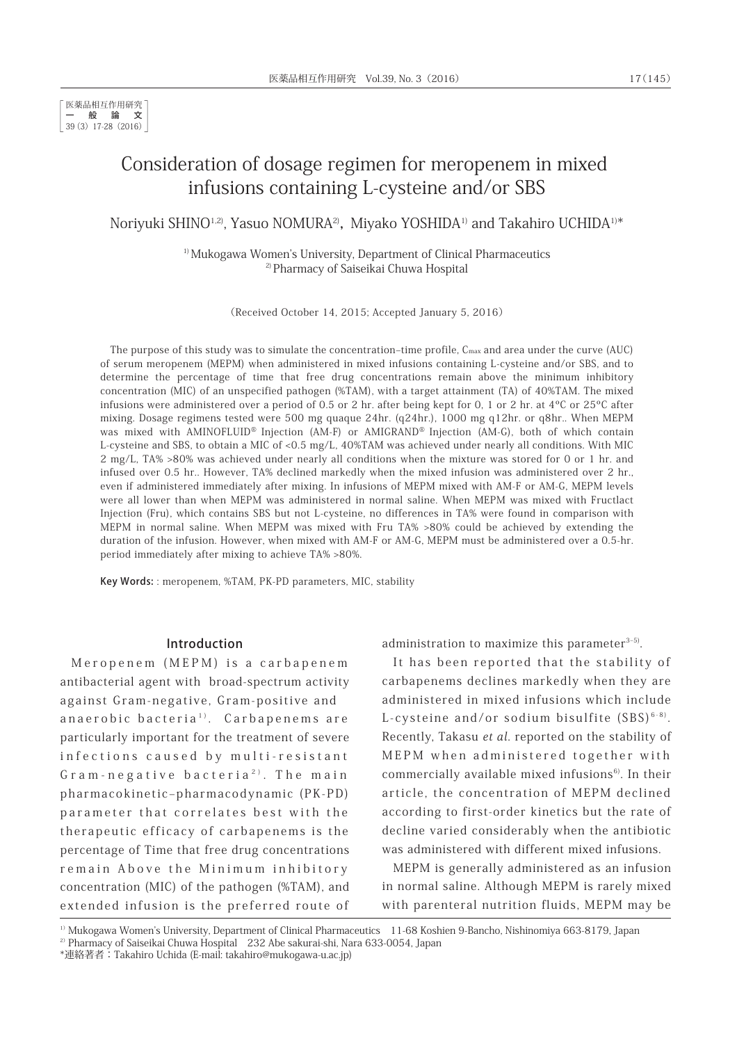医薬品相互作用研究
一般論文
39 (3) 17-28 (2016)

# Consideration of dosage regimen for meropenem in mixed infusions containing L-cysteine and/or SBS

Noriyuki SHINO[1,2], Yasuo NOMURA[2], Miyako YOSHIDA[1] and Takahiro UCHIDA[1]*

[1] Mukogawa Women's University, Department of Clinical Pharmaceutics
[2] Pharmacy of Saiseikai Chuwa Hospital

(Received October 14, 2015; Accepted January 5, 2016)

The purpose of this study was to simulate the concentration–time profile, $C_{max}$ and area under the curve (AUC) of serum meropenem (MEPM) when administered in mixed infusions containing L-cysteine and/or SBS, and to determine the percentage of time that free drug concentrations remain above the minimum inhibitory concentration (MIC) of an unspecified pathogen (%TAM), with a target attainment (TA) of 40%TAM. The mixed infusions were administered over a period of 0.5 or 2 hr. after being kept for 0, 1 or 2 hr. at 4°C or 25°C after mixing. Dosage regimens tested were 500 mg quaque 24hr. (q24hr.), 1000 mg q12hr. or q8hr.. When MEPM was mixed with AMINOFLUID® Injection (AM-F) or AMIGRAND® Injection (AM-G), both of which contain L-cysteine and SBS, to obtain a MIC of <0.5 mg/L, 40%TAM was achieved under nearly all conditions. With MIC 2 mg/L, TA% >80% was achieved under nearly all conditions when the mixture was stored for 0 or 1 hr. and infused over 0.5 hr.. However, TA% declined markedly when the mixed infusion was administered over 2 hr., even if administered immediately after mixing. In infusions of MEPM mixed with AM-F or AM-G, MEPM levels were all lower than when MEPM was administered in normal saline. When MEPM was mixed with Fructlact Injection (Fru), which contains SBS but not L-cysteine, no differences in TA% were found in comparison with MEPM in normal saline. When MEPM was mixed with Fru TA% >80% could be achieved by extending the duration of the infusion. However, when mixed with AM-F or AM-G, MEPM must be administered over a 0.5-hr. period immediately after mixing to achieve TA% >80%.

**Key Words:** : meropenem, %TAM, PK-PD parameters, MIC, stability

## Introduction

Meropenem (MEPM) is a carbapenem antibacterial agent with broad-spectrum activity against Gram-negative, Gram-positive and anaerobic bacteria[1]. Carbapenems are particularly important for the treatment of severe infections caused by multi-resistant Gram-negative bacteria[2]. The main pharmacokinetic–pharmacodynamic (PK-PD) parameter that correlates best with the therapeutic efficacy of carbapenems is the percentage of Time that free drug concentrations remain Above the Minimum inhibitory concentration (MIC) of the pathogen (%TAM), and extended infusion is the preferred route of administration to maximize this parameter[3-5].

It has been reported that the stability of carbapenems declines markedly when they are administered in mixed infusions which include L-cysteine and/or sodium bisulfite (SBS)[6-8]. Recently, Takasu *et al.* reported on the stability of MEPM when administered together with commercially available mixed infusions[6]. In their article, the concentration of MEPM declined according to first-order kinetics but the rate of decline varied considerably when the antibiotic was administered with different mixed infusions.

MEPM is generally administered as an infusion in normal saline. Although MEPM is rarely mixed with parenteral nutrition fluids, MEPM may be

[1] Mukogawa Women's University, Department of Clinical Pharmaceutics 11-68 Koshien 9-Bancho, Nishinomiya 663-8179, Japan
[2] Pharmacy of Saiseikai Chuwa Hospital 232 Abe sakurai-shi, Nara 633-0054, Japan
*連絡著者：Takahiro Uchida (E-mail: takahiro@mukogawa-u.ac.jp)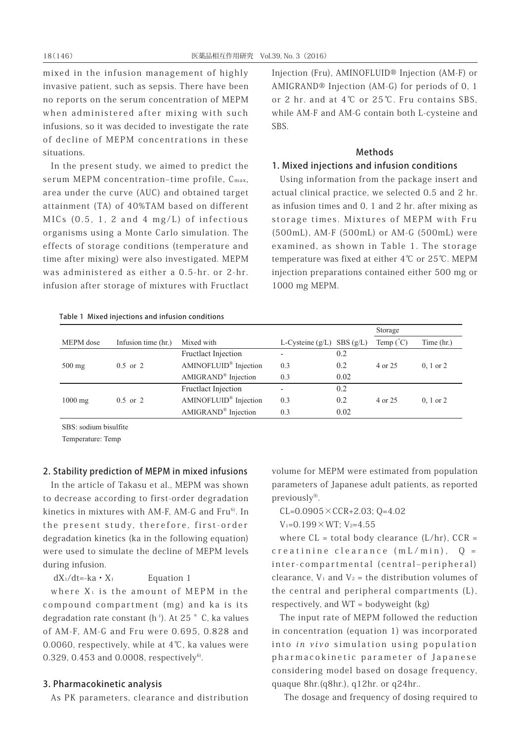mixed in the infusion management of highly invasive patient, such as sepsis. There have been no reports on the serum concentration of MEPM when administered after mixing with such infusions, so it was decided to investigate the rate of decline of MEPM concentrations in these situations.

In the present study, we aimed to predict the serum MEPM concentration–time profile, $C_{max}$, area under the curve (AUC) and obtained target attainment (TA) of 40%TAM based on different MICs (0.5, 1, 2 and 4 mg/L) of infectious organisms using a Monte Carlo simulation. The effects of storage conditions (temperature and time after mixing) were also investigated. MEPM was administered as either a 0.5-hr. or 2-hr. infusion after storage of mixtures with Fructlact Injection (Fru), AMINOFLUID® Injection (AM-F) or AMIGRAND® Injection (AM-G) for periods of 0, 1 or 2 hr. and at 4℃ or 25℃. Fru contains SBS, while AM-F and AM-G contain both L-cysteine and SBS.

## Methods

### 1. Mixed injections and infusion conditions

Using information from the package insert and actual clinical practice, we selected 0.5 and 2 hr. as infusion times and 0, 1 and 2 hr. after mixing as storage times. Mixtures of MEPM with Fru (500mL), AM-F (500mL) or AM-G (500mL) were examined, as shown in Table 1. The storage temperature was fixed at either 4℃ or 25℃. MEPM injection preparations contained either 500 mg or 1000 mg MEPM.

**Table 1 Mixed injections and infusion conditions**

| MEPM dose | Infusion time (hr.) | Mixed with | L-Cysteine (g/L) | SBS (g/L) | Storage Temp (˚C) | Storage Time (hr.) |
|---|---|---|---|---|---|---|
| 500 mg | 0.5 or 2 | Fructlact Injection | - | 0.2 | 4 or 25 | 0, 1 or 2 |
| | | AMINOFLUID® Injection | 0.3 | 0.2 | | |
| | | AMIGRAND® Injection | 0.3 | 0.02 | | |
| 1000 mg | 0.5 or 2 | Fructlact Injection | - | 0.2 | 4 or 25 | 0, 1 or 2 |
| | | AMINOFLUID® Injection | 0.3 | 0.2 | | |
| | | AMIGRAND® Injection | 0.3 | 0.02 | | |

SBS: sodium bisulfite

Temperature: Temp

### 2. Stability prediction of MEPM in mixed infusions

In the article of Takasu et al., MEPM was shown to decrease according to first-order degradation kinetics in mixtures with AM-F, AM-G and Fru[6]. In the present study, therefore, first-order degradation kinetics (ka in the following equation) were used to simulate the decline of MEPM levels during infusion.

$$dX_1/dt = -ka \cdot X_1 \qquad \text{Equation 1}$$

where $X_1$ is the amount of MEPM in the compound compartment (mg) and ka is its degradation rate constant ($h^{-1}$). At 25 ° C, ka values of AM-F, AM-G and Fru were 0.695, 0.828 and 0.0060, respectively, while at 4℃, ka values were 0.329, 0.453 and 0.0008, respectively[6].

### 3. Pharmacokinetic analysis

As PK parameters, clearance and distribution volume for MEPM were estimated from population parameters of Japanese adult patients, as reported previously[9].

$CL = 0.0905 \times CCR + 2.03$; $Q = 4.02$

$V_1 = 0.199 \times WT$; $V_2 = 4.55$

where CL = total body clearance (L/hr), CCR = creatinine clearance (mL/min), Q = inter-compartmental (central–peripheral) clearance, $V_1$ and $V_2$ = the distribution volumes of the central and peripheral compartments (L), respectively, and WT = bodyweight (kg)

The input rate of MEPM followed the reduction in concentration (equation 1) was incorporated into *in vivo* simulation using population pharmacokinetic parameter of Japanese considering model based on dosage frequency, quaque 8hr.(q8hr.), q12hr. or q24hr..

The dosage and frequency of dosing required to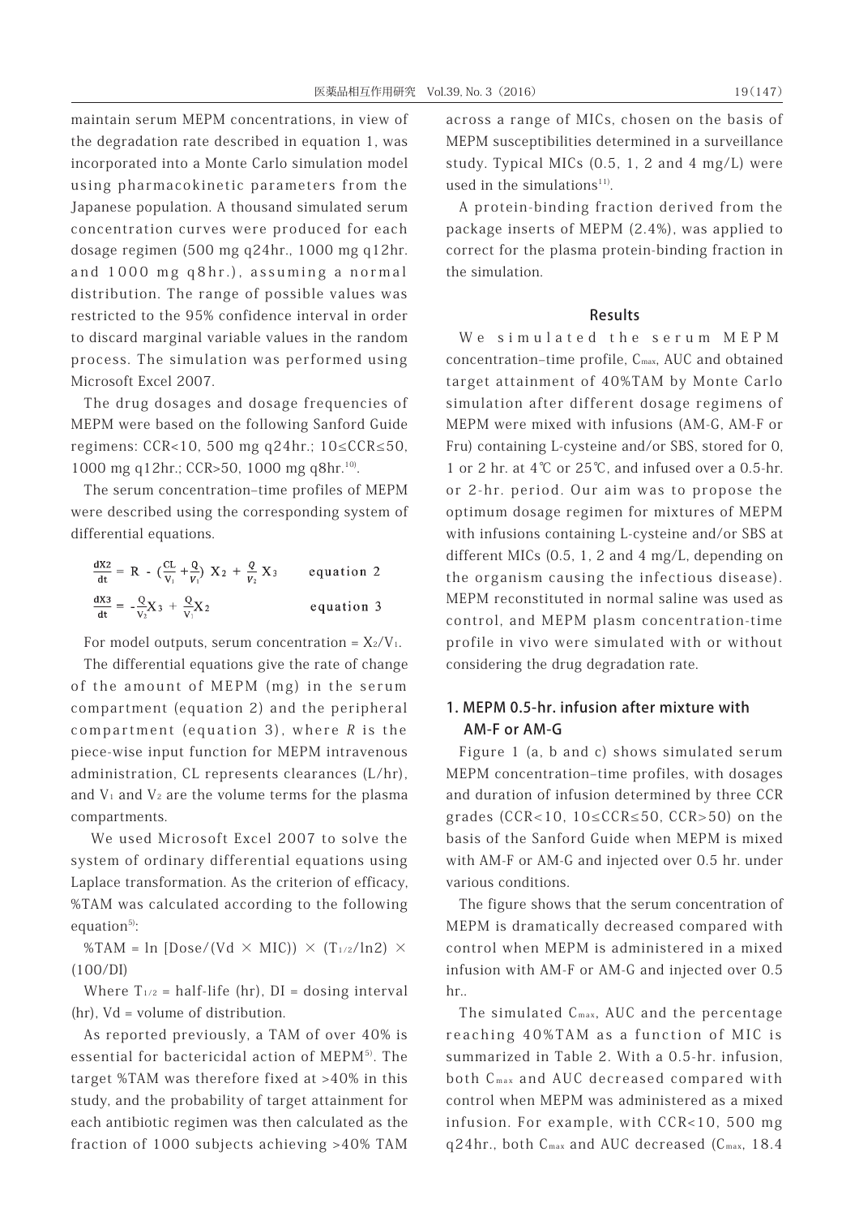maintain serum MEPM concentrations, in view of the degradation rate described in equation 1, was incorporated into a Monte Carlo simulation model using pharmacokinetic parameters from the Japanese population. A thousand simulated serum concentration curves were produced for each dosage regimen (500 mg q24hr., 1000 mg q12hr. and 1000 mg q8hr.), assuming a normal distribution. The range of possible values was restricted to the 95% confidence interval in order to discard marginal variable values in the random process. The simulation was performed using Microsoft Excel 2007.

The drug dosages and dosage frequencies of MEPM were based on the following Sanford Guide regimens: CCR<10, 500 mg q24hr.; 10≤CCR≤50, 1000 mg q12hr.; CCR>50, 1000 mg q8hr.[10].

The serum concentration–time profiles of MEPM were described using the corresponding system of differential equations.

$$\frac{dX2}{dt} = R - \left(\frac{CL}{V_1} + \frac{Q}{V_1}\right) X_2 + \frac{Q}{V_2} X_3 \qquad \text{equation 2}$$

$$\frac{dX3}{dt} = -\frac{Q}{V_2}X_3 + \frac{Q}{V_1}X_2 \qquad \text{equation 3}$$

For model outputs, serum concentration = $X_2/V_1$.

The differential equations give the rate of change of the amount of MEPM (mg) in the serum compartment (equation 2) and the peripheral compartment (equation 3), where $R$ is the piece-wise input function for MEPM intravenous administration, CL represents clearances (L/hr), and $V_1$ and $V_2$ are the volume terms for the plasma compartments.

We used Microsoft Excel 2007 to solve the system of ordinary differential equations using Laplace transformation. As the criterion of efficacy, %TAM was calculated according to the following equation[5]:

$\%TAM = \ln [Dose/(Vd \times MIC)) \times (T_{1/2}/\ln 2) \times (100/DI)$

Where $T_{1/2}$ = half-life (hr), DI = dosing interval (hr), Vd = volume of distribution.

As reported previously, a TAM of over 40% is essential for bactericidal action of MEPM[5]. The target %TAM was therefore fixed at >40% in this study, and the probability of target attainment for each antibiotic regimen was then calculated as the fraction of 1000 subjects achieving >40% TAM across a range of MICs, chosen on the basis of MEPM susceptibilities determined in a surveillance study. Typical MICs (0.5, 1, 2 and 4 mg/L) were used in the simulations[11].

A protein-binding fraction derived from the package inserts of MEPM (2.4%), was applied to correct for the plasma protein-binding fraction in the simulation.

## Results

We simulated the serum MEPM concentration–time profile, $C_{max}$, AUC and obtained target attainment of 40%TAM by Monte Carlo simulation after different dosage regimens of MEPM were mixed with infusions (AM-G, AM-F or Fru) containing L-cysteine and/or SBS, stored for 0, 1 or 2 hr. at 4℃ or 25℃, and infused over a 0.5-hr. or 2-hr. period. Our aim was to propose the optimum dosage regimen for mixtures of MEPM with infusions containing L-cysteine and/or SBS at different MICs (0.5, 1, 2 and 4 mg/L, depending on the organism causing the infectious disease). MEPM reconstituted in normal saline was used as control, and MEPM plasm concentration-time profile in vivo were simulated with or without considering the drug degradation rate.

### 1. MEPM 0.5-hr. infusion after mixture with AM-F or AM-G

Figure 1 (a, b and c) shows simulated serum MEPM concentration–time profiles, with dosages and duration of infusion determined by three CCR grades (CCR<10, 10≤CCR≤50, CCR>50) on the basis of the Sanford Guide when MEPM is mixed with AM-F or AM-G and injected over 0.5 hr. under various conditions.

The figure shows that the serum concentration of MEPM is dramatically decreased compared with control when MEPM is administered in a mixed infusion with AM-F or AM-G and injected over 0.5 hr..

The simulated $C_{max}$, AUC and the percentage reaching 40%TAM as a function of MIC is summarized in Table 2. With a 0.5-hr. infusion, both $C_{max}$ and AUC decreased compared with control when MEPM was administered as a mixed infusion. For example, with CCR<10, 500 mg q24hr., both $C_{max}$ and AUC decreased ($C_{max}$, 18.4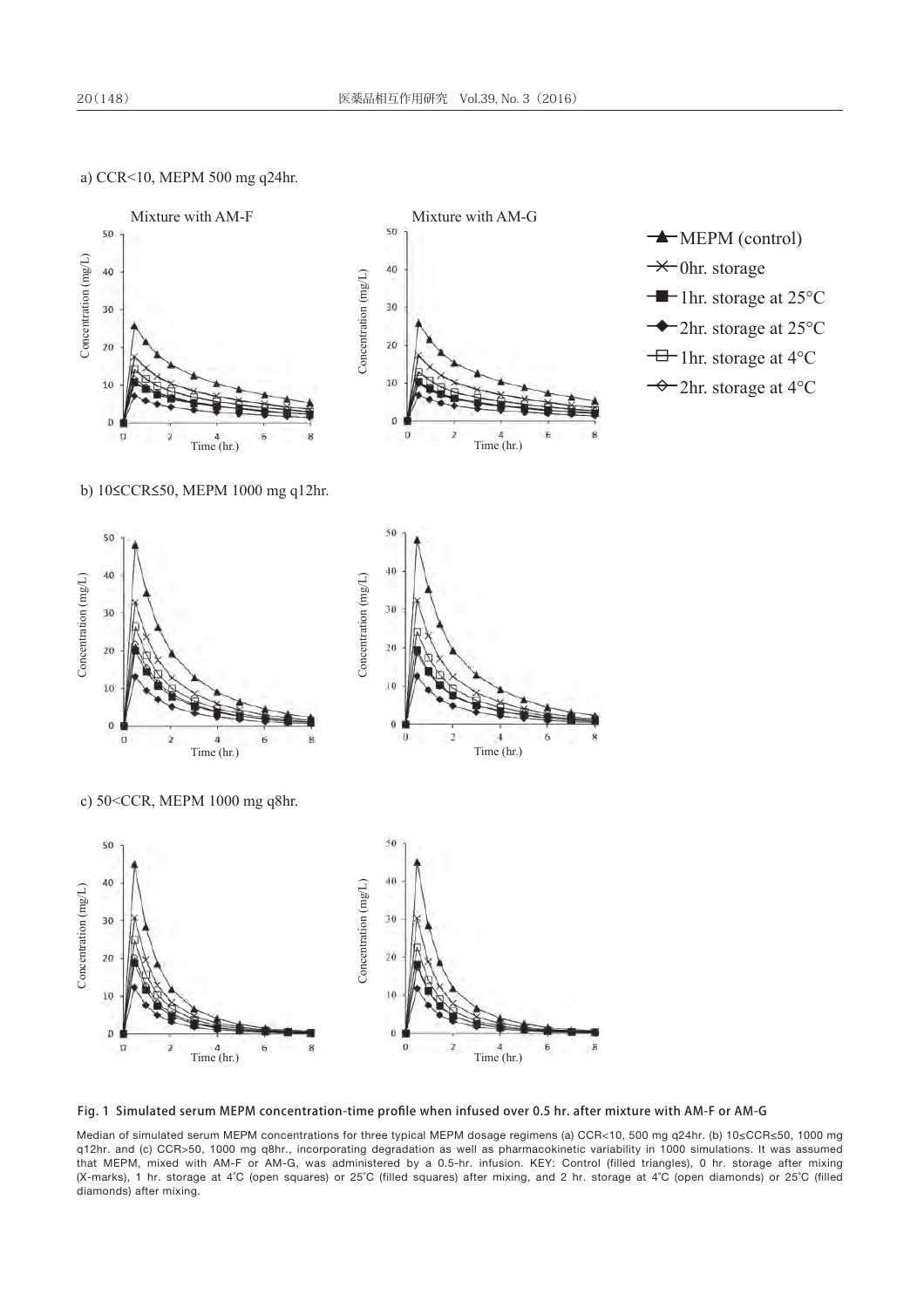a) CCR<10, MEPM 500 mg q24hr.

Mixture with AM-F

Mixture with AM-G

b) 10≤CCR≤50, MEPM 1000 mg q12hr.

c) 50<CCR, MEPM 1000 mg q8hr.

**Fig. 1 Simulated serum MEPM concentration-time profile when infused over 0.5 hr. after mixture with AM-F or AM-G**

Median of simulated serum MEPM concentrations for three typical MEPM dosage regimens (a) CCR<10, 500 mg q24hr. (b) 10≤CCR≤50, 1000 mg q12hr. and (c) CCR>50, 1000 mg q8hr., incorporating degradation as well as pharmacokinetic variability in 1000 simulations. It was assumed that MEPM, mixed with AM-F or AM-G, was administered by a 0.5-hr. infusion. KEY: Control (filled triangles), 0 hr. storage after mixing (X-marks), 1 hr. storage at 4°C (open squares) or 25°C (filled squares) after mixing, and 2 hr. storage at 4°C (open diamonds) or 25°C (filled diamonds) after mixing.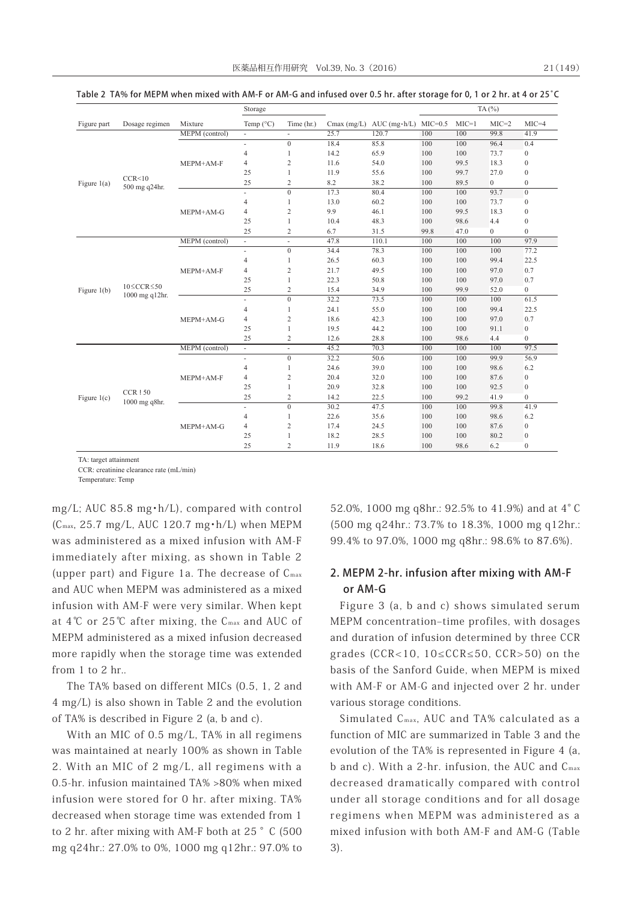Table 2 TA% for MEPM when mixed with AM-F or AM-G and infused over 0.5 hr. after storage for 0, 1 or 2 hr. at 4 or 25˚C

| Figure part | Dosage regimen | Mixture | Storage | | Cmax (mg/L) | AUC (mg・h/L) | TA (%) | | | |
|---|---|---|---|---|---|---|---|---|---|---|
| | | | Temp (°C) | Time (hr.) | | | MIC=0.5 | MIC=1 | MIC=2 | MIC=4 |
| Figure 1(a) | CCR<10 500 mg q24hr. | MEPM (control) | - | - | 25.7 | 120.7 | 100 | 100 | 99.8 | 41.9 |
| | | MEPM+AM-F | - | 0 | 18.4 | 85.8 | 100 | 100 | 96.4 | 0.4 |
| | | | 4 | 1 | 14.2 | 65.9 | 100 | 100 | 73.7 | 0 |
| | | | 4 | 2 | 11.6 | 54.0 | 100 | 99.5 | 18.3 | 0 |
| | | | 25 | 1 | 11.9 | 55.6 | 100 | 99.7 | 27.0 | 0 |
| | | | 25 | 2 | 8.2 | 38.2 | 100 | 89.5 | 0 | 0 |
| | | MEPM+AM-G | - | 0 | 17.3 | 80.4 | 100 | 100 | 93.7 | 0 |
| | | | 4 | 1 | 13.0 | 60.2 | 100 | 100 | 73.7 | 0 |
| | | | 4 | 2 | 9.9 | 46.1 | 100 | 99.5 | 18.3 | 0 |
| | | | 25 | 1 | 10.4 | 48.3 | 100 | 98.6 | 4.4 | 0 |
| | | | 25 | 2 | 6.7 | 31.5 | 99.8 | 47.0 | 0 | 0 |
| Figure 1(b) | 10≤CCR≤50 1000 mg q12hr. | MEPM (control) | - | - | 47.8 | 110.1 | 100 | 100 | 100 | 97.9 |
| | | MEPM+AM-F | - | 0 | 34.4 | 78.3 | 100 | 100 | 100 | 77.2 |
| | | | 4 | 1 | 26.5 | 60.3 | 100 | 100 | 99.4 | 22.5 |
| | | | 4 | 2 | 21.7 | 49.5 | 100 | 100 | 97.0 | 0.7 |
| | | | 25 | 1 | 22.3 | 50.8 | 100 | 100 | 97.0 | 0.7 |
| | | | 25 | 2 | 15.4 | 34.9 | 100 | 99.9 | 52.0 | 0 |
| | | MEPM+AM-G | - | 0 | 32.2 | 73.5 | 100 | 100 | 100 | 61.5 |
| | | | 4 | 1 | 24.1 | 55.0 | 100 | 100 | 99.4 | 22.5 |
| | | | 4 | 2 | 18.6 | 42.3 | 100 | 100 | 97.0 | 0.7 |
| | | | 25 | 1 | 19.5 | 44.2 | 100 | 100 | 91.1 | 0 |
| | | | 25 | 2 | 12.6 | 28.8 | 100 | 98.6 | 4.4 | 0 |
| Figure 1(c) | CCR ! 50 1000 mg q8hr. | MEPM (control) | - | - | 45.2 | 70.3 | 100 | 100 | 100 | 97.5 |
| | | MEPM+AM-F | - | 0 | 32.2 | 50.6 | 100 | 100 | 99.9 | 56.9 |
| | | | 4 | 1 | 24.6 | 39.0 | 100 | 100 | 98.6 | 6.2 |
| | | | 4 | 2 | 20.4 | 32.0 | 100 | 100 | 87.6 | 0 |
| | | | 25 | 1 | 20.9 | 32.8 | 100 | 100 | 92.5 | 0 |
| | | | 25 | 2 | 14.2 | 22.5 | 100 | 99.2 | 41.9 | 0 |
| | | MEPM+AM-G | - | 0 | 30.2 | 47.5 | 100 | 100 | 99.8 | 41.9 |
| | | | 4 | 1 | 22.6 | 35.6 | 100 | 100 | 98.6 | 6.2 |
| | | | 4 | 2 | 17.4 | 24.5 | 100 | 100 | 87.6 | 0 |
| | | | 25 | 1 | 18.2 | 28.5 | 100 | 100 | 80.2 | 0 |
| | | | 25 | 2 | 11.9 | 18.6 | 100 | 98.6 | 6.2 | 0 |

TA: target attainment
CCR: creatinine clearance rate (mL/min)
Temperature: Temp

mg/L; AUC 85.8 mg・h/L), compared with control ($C_{max}$, 25.7 mg/L, AUC 120.7 mg・h/L) when MEPM was administered as a mixed infusion with AM-F immediately after mixing, as shown in Table 2 (upper part) and Figure 1a. The decrease of $C_{max}$ and AUC when MEPM was administered as a mixed infusion with AM-F were very similar. When kept at 4℃ or 25℃ after mixing, the $C_{max}$ and AUC of MEPM administered as a mixed infusion decreased more rapidly when the storage time was extended from 1 to 2 hr..

The TA% based on different MICs (0.5, 1, 2 and 4 mg/L) is also shown in Table 2 and the evolution of TA% is described in Figure 2 (a, b and c).

With an MIC of 0.5 mg/L, TA% in all regimens was maintained at nearly 100% as shown in Table 2. With an MIC of 2 mg/L, all regimens with a 0.5-hr. infusion maintained TA% >80% when mixed infusion were stored for 0 hr. after mixing. TA% decreased when storage time was extended from 1 to 2 hr. after mixing with AM-F both at 25 ° C (500 mg q24hr.: 27.0% to 0%, 1000 mg q12hr.: 97.0% to 52.0%, 1000 mg q8hr.: 92.5% to 41.9%) and at 4° C (500 mg q24hr.: 73.7% to 18.3%, 1000 mg q12hr.: 99.4% to 97.0%, 1000 mg q8hr.: 98.6% to 87.6%).

## 2. MEPM 2-hr. infusion after mixing with AM-F or AM-G

Figure 3 (a, b and c) shows simulated serum MEPM concentration–time profiles, with dosages and duration of infusion determined by three CCR grades (CCR<10, 10≤CCR≤50, CCR>50) on the basis of the Sanford Guide, when MEPM is mixed with AM-F or AM-G and injected over 2 hr. under various storage conditions.

Simulated $C_{max}$, AUC and TA% calculated as a function of MIC are summarized in Table 3 and the evolution of the TA% is represented in Figure 4 (a, b and c). With a 2-hr. infusion, the AUC and $C_{max}$ decreased dramatically compared with control under all storage conditions and for all dosage regimens when MEPM was administered as a mixed infusion with both AM-F and AM-G (Table 3).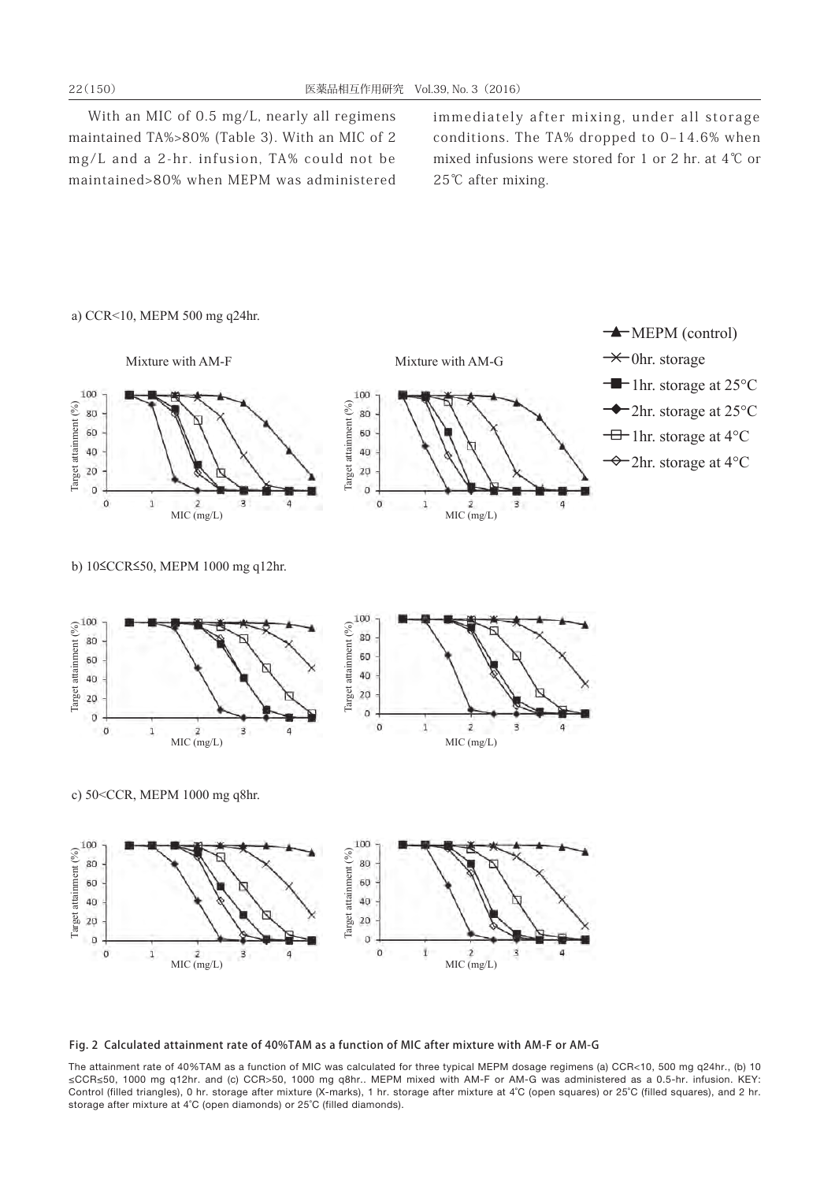With an MIC of 0.5 mg/L, nearly all regimens maintained TA%>80% (Table 3). With an MIC of 2 mg/L and a 2-hr. infusion, TA% could not be maintained>80% when MEPM was administered immediately after mixing, under all storage conditions. The TA% dropped to 0–14.6% when mixed infusions were stored for 1 or 2 hr. at 4℃ or 25℃ after mixing.

**Fig. 2 Calculated attainment rate of 40%TAM as a function of MIC after mixture with AM-F or AM-G**

The attainment rate of 40%TAM as a function of MIC was calculated for three typical MEPM dosage regimens (a) CCR<10, 500 mg q24hr., (b) 10≤CCR≤50, 1000 mg q12hr. and (c) CCR>50, 1000 mg q8hr.. MEPM mixed with AM-F or AM-G was administered as a 0.5-hr. infusion. KEY: Control (filled triangles), 0 hr. storage after mixture (X-marks), 1 hr. storage after mixture at 4°C (open squares) or 25°C (filled squares), and 2 hr. storage after mixture at 4°C (open diamonds) or 25°C (filled diamonds).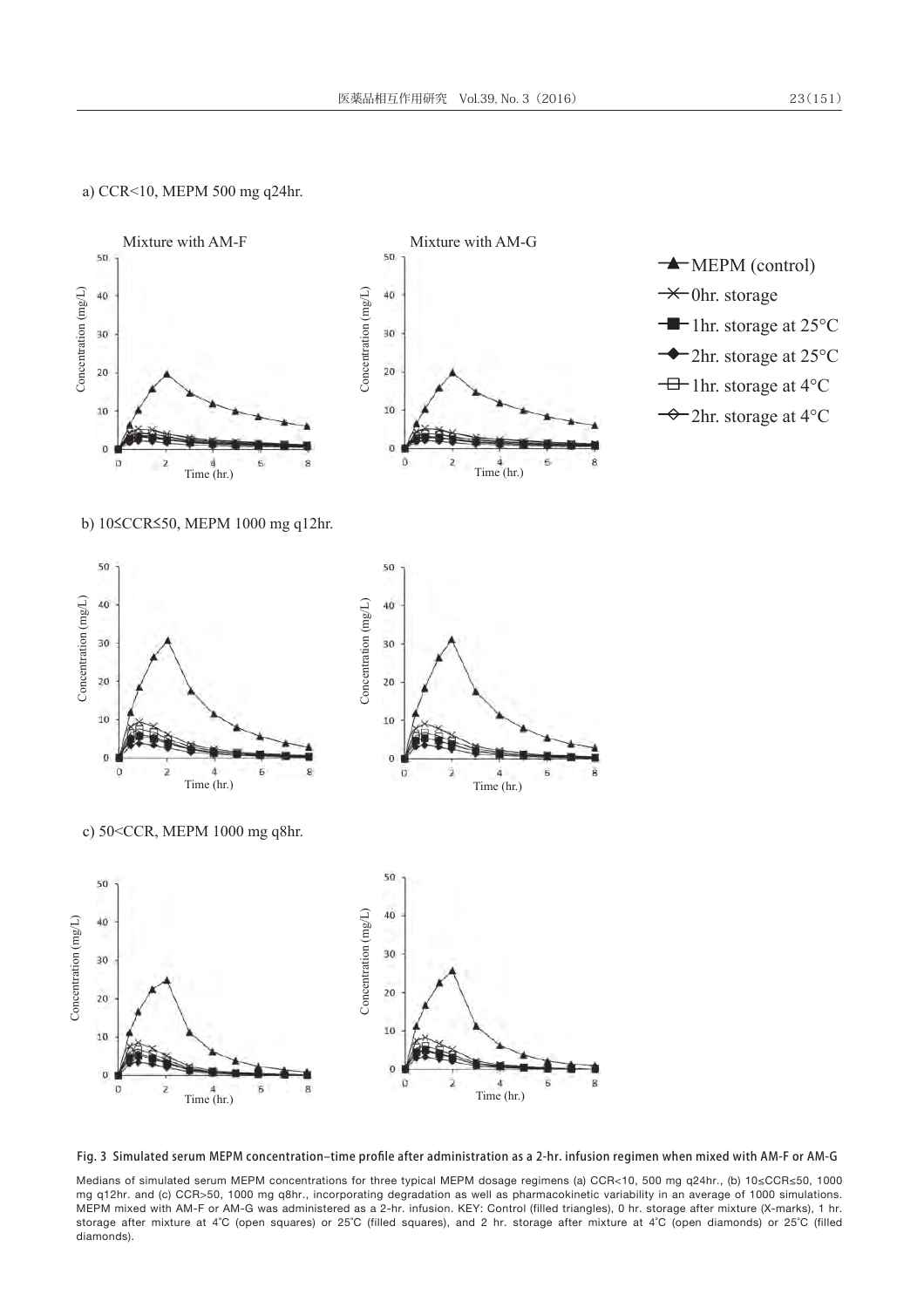a) CCR<10, MEPM 500 mg q24hr.

b) 10≤CCR≤50, MEPM 1000 mg q12hr.

c) 50<CCR, MEPM 1000 mg q8hr.

**Fig. 3 Simulated serum MEPM concentration–time profile after administration as a 2-hr. infusion regimen when mixed with AM-F or AM-G**

Medians of simulated serum MEPM concentrations for three typical MEPM dosage regimens (a) CCR<10, 500 mg q24hr., (b) 10≤CCR≤50, 1000 mg q12hr. and (c) CCR>50, 1000 mg q8hr., incorporating degradation as well as pharmacokinetic variability in an average of 1000 simulations. MEPM mixed with AM-F or AM-G was administered as a 2-hr. infusion. KEY: Control (filled triangles), 0 hr. storage after mixture (X-marks), 1 hr. storage after mixture at 4˚C (open squares) or 25˚C (filled squares), and 2 hr. storage after mixture at 4˚C (open diamonds) or 25˚C (filled diamonds).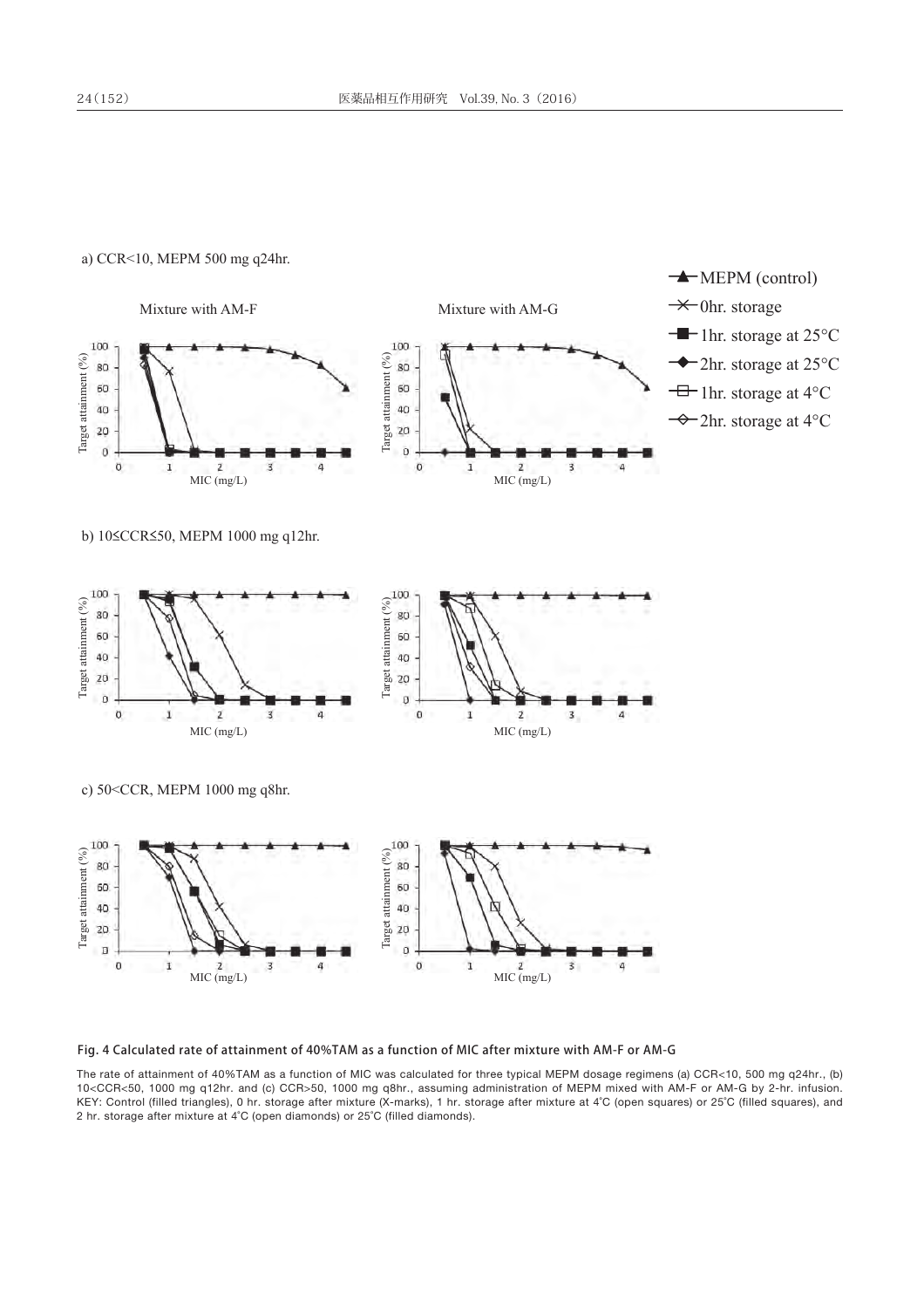a) CCR<10, MEPM 500 mg q24hr.

Mixture with AM-F

Mixture with AM-G

b) 10≦CCR≦50, MEPM 1000 mg q12hr.

c) 50<CCR, MEPM 1000 mg q8hr.

Fig. 4 Calculated rate of attainment of 40%TAM as a function of MIC after mixture with AM-F or AM-G

The rate of attainment of 40%TAM as a function of MIC was calculated for three typical MEPM dosage regimens (a) CCR<10, 500 mg q24hr., (b) 10<CCR<50, 1000 mg q12hr. and (c) CCR>50, 1000 mg q8hr., assuming administration of MEPM mixed with AM-F or AM-G by 2-hr. infusion. KEY: Control (filled triangles), 0 hr. storage after mixture (X-marks), 1 hr. storage after mixture at 4˚C (open squares) or 25˚C (filled squares), and 2 hr. storage after mixture at 4˚C (open diamonds) or 25˚C (filled diamonds).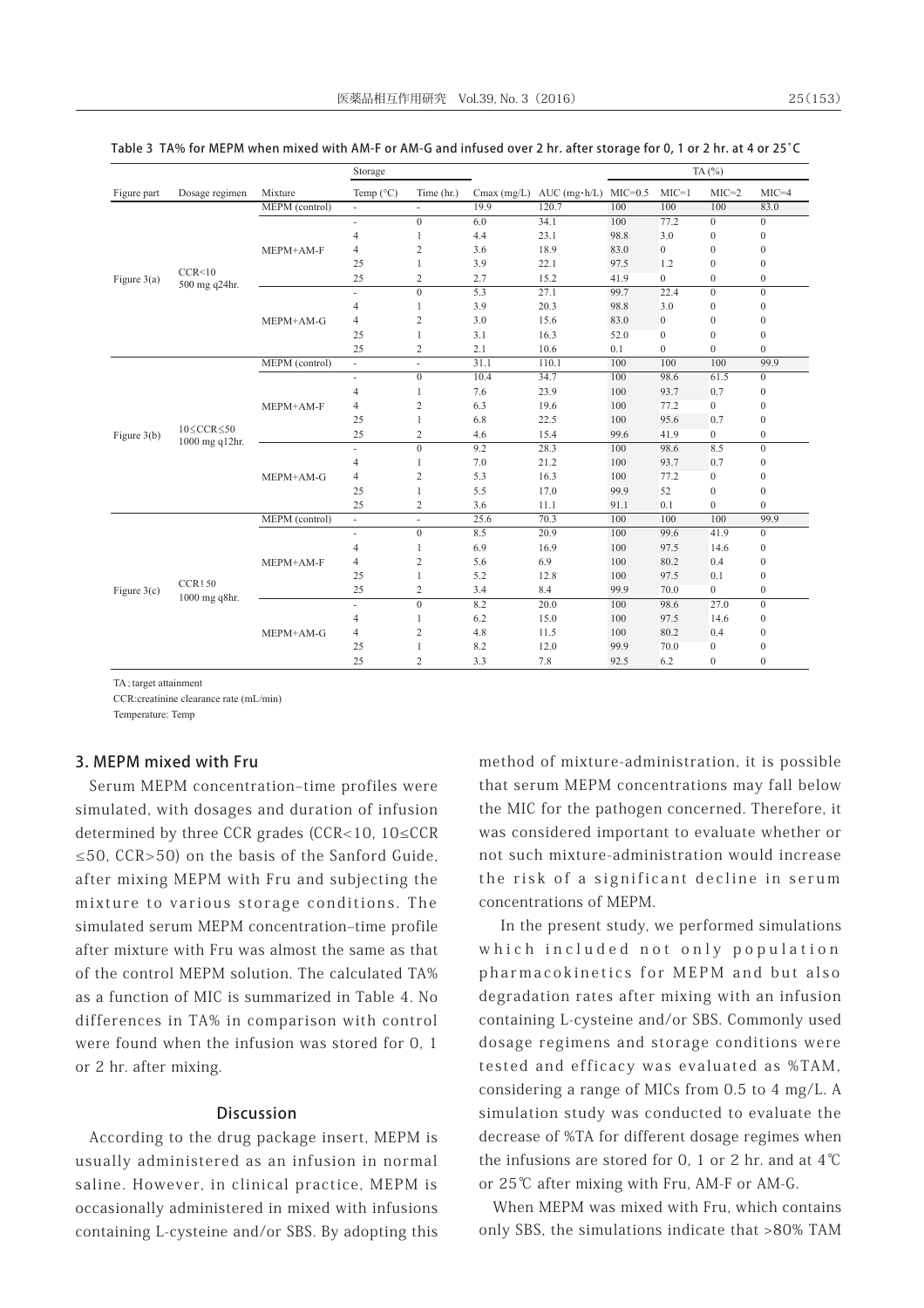Table 3 TA% for MEPM when mixed with AM-F or AM-G and infused over 2 hr. after storage for 0, 1 or 2 hr. at 4 or 25˚C

| Figure part | Dosage regimen | Mixture | Storage | | Cmax (mg/L) | AUC (mg・h/L) | TA (%) | | | |
|---|---|---|---|---|---|---|---|---|---|---|
| | | | Temp (°C) | Time (hr.) | | | MIC=0.5 | MIC=1 | MIC=2 | MIC=4 |
| Figure 3(a) | CCR<10 500 mg q24hr. | MEPM (control) | - | - | 19.9 | 120.7 | 100 | 100 | 100 | 83.0 |
| | | MEPM+AM-F | - | 0 | 6.0 | 34.1 | 100 | 77.2 | 0 | 0 |
| | | | 4 | 1 | 4.4 | 23.1 | 98.8 | 3.0 | 0 | 0 |
| | | | 4 | 2 | 3.6 | 18.9 | 83.0 | 0 | 0 | 0 |
| | | | 25 | 1 | 3.9 | 22.1 | 97.5 | 1.2 | 0 | 0 |
| | | | 25 | 2 | 2.7 | 15.2 | 41.9 | 0 | 0 | 0 |
| | | MEPM+AM-G | - | 0 | 5.3 | 27.1 | 99.7 | 22.4 | 0 | 0 |
| | | | 4 | 1 | 3.9 | 20.3 | 98.8 | 3.0 | 0 | 0 |
| | | | 4 | 2 | 3.0 | 15.6 | 83.0 | 0 | 0 | 0 |
| | | | 25 | 1 | 3.1 | 16.3 | 52.0 | 0 | 0 | 0 |
| | | | 25 | 2 | 2.1 | 10.6 | 0.1 | 0 | 0 | 0 |
| Figure 3(b) | 10≤CCR≤50 1000 mg q12hr. | MEPM (control) | - | - | 31.1 | 110.1 | 100 | 100 | 100 | 99.9 |
| | | MEPM+AM-F | - | 0 | 10.4 | 34.7 | 100 | 98.6 | 61.5 | 0 |
| | | | 4 | 1 | 7.6 | 23.9 | 100 | 93.7 | 0.7 | 0 |
| | | | 4 | 2 | 6.3 | 19.6 | 100 | 77.2 | 0 | 0 |
| | | | 25 | 1 | 6.8 | 22.5 | 100 | 95.6 | 0.7 | 0 |
| | | | 25 | 2 | 4.6 | 15.4 | 99.6 | 41.9 | 0 | 0 |
| | | MEPM+AM-G | - | 0 | 9.2 | 28.3 | 100 | 98.6 | 8.5 | 0 |
| | | | 4 | 1 | 7.0 | 21.2 | 100 | 93.7 | 0.7 | 0 |
| | | | 4 | 2 | 5.3 | 16.3 | 100 | 77.2 | 0 | 0 |
| | | | 25 | 1 | 5.5 | 17.0 | 99.9 | 52 | 0 | 0 |
| | | | 25 | 2 | 3.6 | 11.1 | 91.1 | 0.1 | 0 | 0 |
| Figure 3(c) | CCR!50 1000 mg q8hr. | MEPM (control) | - | - | 25.6 | 70.3 | 100 | 100 | 100 | 99.9 |
| | | MEPM+AM-F | - | 0 | 8.5 | 20.9 | 100 | 99.6 | 41.9 | 0 |
| | | | 4 | 1 | 6.9 | 16.9 | 100 | 97.5 | 14.6 | 0 |
| | | | 4 | 2 | 5.6 | 6.9 | 100 | 80.2 | 0.4 | 0 |
| | | | 25 | 1 | 5.2 | 12.8 | 100 | 97.5 | 0.1 | 0 |
| | | | 25 | 2 | 3.4 | 8.4 | 99.9 | 70.0 | 0 | 0 |
| | | MEPM+AM-G | - | 0 | 8.2 | 20.0 | 100 | 98.6 | 27.0 | 0 |
| | | | 4 | 1 | 6.2 | 15.0 | 100 | 97.5 | 14.6 | 0 |
| | | | 4 | 2 | 4.8 | 11.5 | 100 | 80.2 | 0.4 | 0 |
| | | | 25 | 1 | 8.2 | 12.0 | 99.9 | 70.0 | 0 | 0 |
| | | | 25 | 2 | 3.3 | 7.8 | 92.5 | 6.2 | 0 | 0 |

TA ; target attainment

CCR:creatinine clearance rate (mL/min)

Temperature: Temp

### 3. MEPM mixed with Fru

Serum MEPM concentration–time profiles were simulated, with dosages and duration of infusion determined by three CCR grades (CCR<10, 10≤CCR ≤50, CCR>50) on the basis of the Sanford Guide, after mixing MEPM with Fru and subjecting the mixture to various storage conditions. The simulated serum MEPM concentration–time profile after mixture with Fru was almost the same as that of the control MEPM solution. The calculated TA% as a function of MIC is summarized in Table 4. No differences in TA% in comparison with control were found when the infusion was stored for 0, 1 or 2 hr. after mixing.

## Discussion

According to the drug package insert, MEPM is usually administered as an infusion in normal saline. However, in clinical practice, MEPM is occasionally administered in mixed with infusions containing L-cysteine and/or SBS. By adopting this method of mixture-administration, it is possible that serum MEPM concentrations may fall below the MIC for the pathogen concerned. Therefore, it was considered important to evaluate whether or not such mixture-administration would increase the risk of a significant decline in serum concentrations of MEPM.

In the present study, we performed simulations which included not only population pharmacokinetics for MEPM and but also degradation rates after mixing with an infusion containing L-cysteine and/or SBS. Commonly used dosage regimens and storage conditions were tested and efficacy was evaluated as %TAM, considering a range of MICs from 0.5 to 4 mg/L. A simulation study was conducted to evaluate the decrease of %TA for different dosage regimes when the infusions are stored for 0, 1 or 2 hr. and at 4℃ or 25℃ after mixing with Fru, AM-F or AM-G.

When MEPM was mixed with Fru, which contains only SBS, the simulations indicate that >80% TAM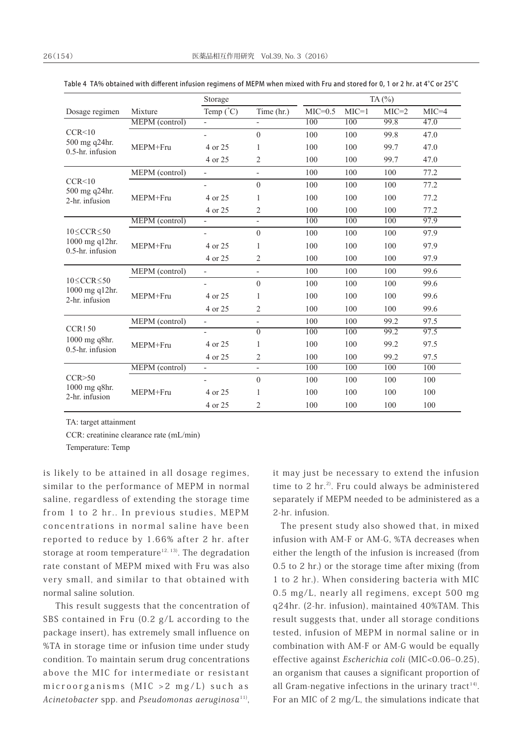Table 4 TA% obtained with different infusion regimens of MEPM when mixed with Fru and stored for 0, 1 or 2 hr. at 4°C or 25°C

| Dosage regimen | Mixture | Storage | | TA (%) | | | |
|---|---|---|---|---|---|---|---|
| | | Temp (°C) | Time (hr.) | MIC=0.5 | MIC=1 | MIC=2 | MIC=4 |
| CCR<10 500 mg q24hr. 0.5-hr. infusion | MEPM (control) | - | - | 100 | 100 | 99.8 | 47.0 |
| | MEPM+Fru | - | 0 | 100 | 100 | 99.8 | 47.0 |
| | | 4 or 25 | 1 | 100 | 100 | 99.7 | 47.0 |
| | | 4 or 25 | 2 | 100 | 100 | 99.7 | 47.0 |
| CCR<10 500 mg q24hr. 2-hr. infusion | MEPM (control) | - | - | 100 | 100 | 100 | 77.2 |
| | MEPM+Fru | - | 0 | 100 | 100 | 100 | 77.2 |
| | | 4 or 25 | 1 | 100 | 100 | 100 | 77.2 |
| | | 4 or 25 | 2 | 100 | 100 | 100 | 77.2 |
| 10≤CCR≤50 1000 mg q12hr. 0.5-hr. infusion | MEPM (control) | - | - | 100 | 100 | 100 | 97.9 |
| | MEPM+Fru | - | 0 | 100 | 100 | 100 | 97.9 |
| | | 4 or 25 | 1 | 100 | 100 | 100 | 97.9 |
| | | 4 or 25 | 2 | 100 | 100 | 100 | 97.9 |
| 10≤CCR≤50 1000 mg q12hr. 2-hr. infusion | MEPM (control) | - | - | 100 | 100 | 100 | 99.6 |
| | MEPM+Fru | - | 0 | 100 | 100 | 100 | 99.6 |
| | | 4 or 25 | 1 | 100 | 100 | 100 | 99.6 |
| | | 4 or 25 | 2 | 100 | 100 | 100 | 99.6 |
| CCR!50 1000 mg q8hr. 0.5-hr. infusion | MEPM (control) | - | - | 100 | 100 | 99.2 | 97.5 |
| | MEPM+Fru | - | 0 | 100 | 100 | 99.2 | 97.5 |
| | | 4 or 25 | 1 | 100 | 100 | 99.2 | 97.5 |
| | | 4 or 25 | 2 | 100 | 100 | 99.2 | 97.5 |
| CCR>50 1000 mg q8hr. 2-hr. infusion | MEPM (control) | - | - | 100 | 100 | 100 | 100 |
| | MEPM+Fru | - | 0 | 100 | 100 | 100 | 100 |
| | | 4 or 25 | 1 | 100 | 100 | 100 | 100 |
| | | 4 or 25 | 2 | 100 | 100 | 100 | 100 |

TA: target attainment

CCR: creatinine clearance rate (mL/min)

Temperature: Temp

is likely to be attained in all dosage regimes, similar to the performance of MEPM in normal saline, regardless of extending the storage time from 1 to 2 hr.. In previous studies, MEPM concentrations in normal saline have been reported to reduce by 1.66% after 2 hr. after storage at room temperature[12, 13]. The degradation rate constant of MEPM mixed with Fru was also very small, and similar to that obtained with normal saline solution.

This result suggests that the concentration of SBS contained in Fru (0.2 g/L according to the package insert), has extremely small influence on %TA in storage time or infusion time under study condition. To maintain serum drug concentrations above the MIC for intermediate or resistant microorganisms (MIC >2 mg/L) such as *Acinetobacter* spp. and *Pseudomonas aeruginosa*[11], it may just be necessary to extend the infusion time to 2 hr.[2]. Fru could always be administered separately if MEPM needed to be administered as a 2-hr. infusion.

The present study also showed that, in mixed infusion with AM-F or AM-G, %TA decreases when either the length of the infusion is increased (from 0.5 to 2 hr.) or the storage time after mixing (from 1 to 2 hr.). When considering bacteria with MIC 0.5 mg/L, nearly all regimens, except 500 mg q24hr. (2-hr. infusion), maintained 40%TAM. This result suggests that, under all storage conditions tested, infusion of MEPM in normal saline or in combination with AM-F or AM-G would be equally effective against *Escherichia coli* (MIC<0.06–0.25), an organism that causes a significant proportion of all Gram-negative infections in the urinary tract[14]. For an MIC of 2 mg/L, the simulations indicate that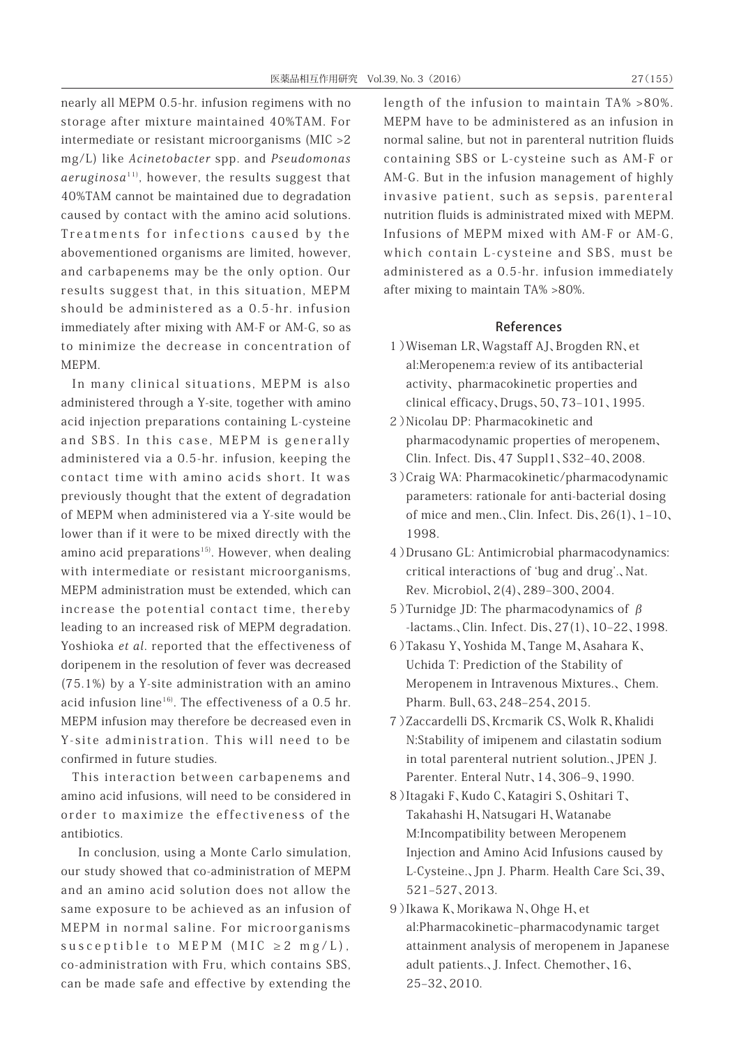nearly all MEPM 0.5-hr. infusion regimens with no storage after mixture maintained 40%TAM. For intermediate or resistant microorganisms (MIC >2 mg/L) like *Acinetobacter* spp. and *Pseudomonas aeruginosa*[11], however, the results suggest that 40%TAM cannot be maintained due to degradation caused by contact with the amino acid solutions. Treatments for infections caused by the abovementioned organisms are limited, however, and carbapenems may be the only option. Our results suggest that, in this situation, MEPM should be administered as a 0.5-hr. infusion immediately after mixing with AM-F or AM-G, so as to minimize the decrease in concentration of MEPM.

In many clinical situations, MEPM is also administered through a Y-site, together with amino acid injection preparations containing L-cysteine and SBS. In this case, MEPM is generally administered via a 0.5-hr. infusion, keeping the contact time with amino acids short. It was previously thought that the extent of degradation of MEPM when administered via a Y-site would be lower than if it were to be mixed directly with the amino acid preparations[15]. However, when dealing with intermediate or resistant microorganisms, MEPM administration must be extended, which can increase the potential contact time, thereby leading to an increased risk of MEPM degradation. Yoshioka *et al*. reported that the effectiveness of doripenem in the resolution of fever was decreased (75.1%) by a Y-site administration with an amino acid infusion line[16]. The effectiveness of a 0.5 hr. MEPM infusion may therefore be decreased even in Y-site administration. This will need to be confirmed in future studies.

This interaction between carbapenems and amino acid infusions, will need to be considered in order to maximize the effectiveness of the antibiotics.

In conclusion, using a Monte Carlo simulation, our study showed that co-administration of MEPM and an amino acid solution does not allow the same exposure to be achieved as an infusion of MEPM in normal saline. For microorganisms susceptible to MEPM (MIC ≥2 mg/L), co-administration with Fru, which contains SBS, can be made safe and effective by extending the length of the infusion to maintain TA% >80%. MEPM have to be administered as an infusion in normal saline, but not in parenteral nutrition fluids containing SBS or L-cysteine such as AM-F or AM-G. But in the infusion management of highly invasive patient, such as sepsis, parenteral nutrition fluids is administrated mixed with MEPM. Infusions of MEPM mixed with AM-F or AM-G, which contain L-cysteine and SBS, must be administered as a 0.5-hr. infusion immediately after mixing to maintain TA% >80%.

## References

1) Wiseman LR、Wagstaff AJ、Brogden RN、et al:Meropenem:a review of its antibacterial activity、pharmacokinetic properties and clinical efficacy、Drugs、50、73–101、1995.
2) Nicolau DP: Pharmacokinetic and pharmacodynamic properties of meropenem、Clin. Infect. Dis、47 Suppl1、S32–40、2008.
3) Craig WA: Pharmacokinetic/pharmacodynamic parameters: rationale for anti-bacterial dosing of mice and men.、Clin. Infect. Dis、26(1)、1–10、1998.
4) Drusano GL: Antimicrobial pharmacodynamics: critical interactions of 'bug and drug'.、Nat. Rev. Microbiol、2(4)、289–300、2004.
5) Turnidge JD: The pharmacodynamics of β-lactams.、Clin. Infect. Dis、27(1)、10–22、1998.
6) Takasu Y、Yoshida M、Tange M、Asahara K、Uchida T: Prediction of the Stability of Meropenem in Intravenous Mixtures.、Chem. Pharm. Bull、63、248–254、2015.
7) Zaccardelli DS、Krcmarik CS、Wolk R、Khalidi N:Stability of imipenem and cilastatin sodium in total parenteral nutrient solution.、JPEN J. Parenter. Enteral Nutr、14、306–9、1990.
8) Itagaki F、Kudo C、Katagiri S、Oshitari T、Takahashi H、Natsugari H、Watanabe M:Incompatibility between Meropenem Injection and Amino Acid Infusions caused by L-Cysteine.、Jpn J. Pharm. Health Care Sci、39、521–527、2013.
9) Ikawa K、Morikawa N、Ohge H、et al:Pharmacokinetic–pharmacodynamic target attainment analysis of meropenem in Japanese adult patients.、J. Infect. Chemother、16、25–32、2010.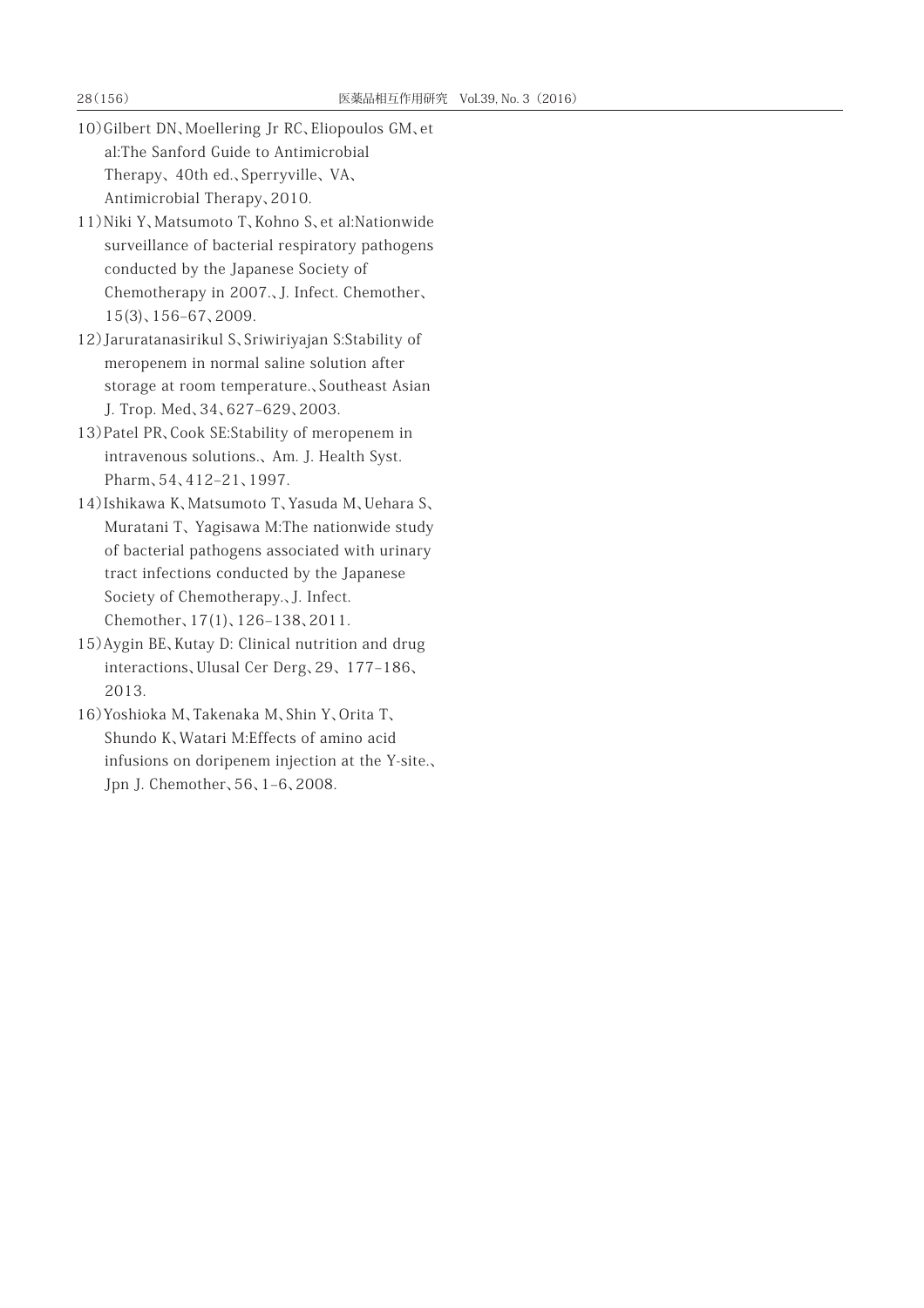10) Gilbert DN、Moellering Jr RC、Eliopoulos GM、et al:The Sanford Guide to Antimicrobial Therapy、40th ed.、Sperryville、VA、Antimicrobial Therapy、2010.

11) Niki Y、Matsumoto T、Kohno S、et al:Nationwide surveillance of bacterial respiratory pathogens conducted by the Japanese Society of Chemotherapy in 2007.、J. Infect. Chemother、15(3)、156-67、2009.

12) Jaruratanasirikul S、Sriwiriyajan S:Stability of meropenem in normal saline solution after storage at room temperature.、Southeast Asian J. Trop. Med、34、627-629、2003.

13) Patel PR、Cook SE:Stability of meropenem in intravenous solutions.、Am. J. Health Syst. Pharm、54、412-21、1997.

14) Ishikawa K、Matsumoto T、Yasuda M、Uehara S、Muratani T、Yagisawa M:The nationwide study of bacterial pathogens associated with urinary tract infections conducted by the Japanese Society of Chemotherapy.、J. Infect. Chemother、17(1)、126-138、2011.

15) Aygin BE、Kutay D: Clinical nutrition and drug interactions、Ulusal Cer Derg、29、177-186、2013.

16) Yoshioka M、Takenaka M、Shin Y、Orita T、Shundo K、Watari M:Effects of amino acid infusions on doripenem injection at the Y-site.、Jpn J. Chemother、56、1-6、2008.